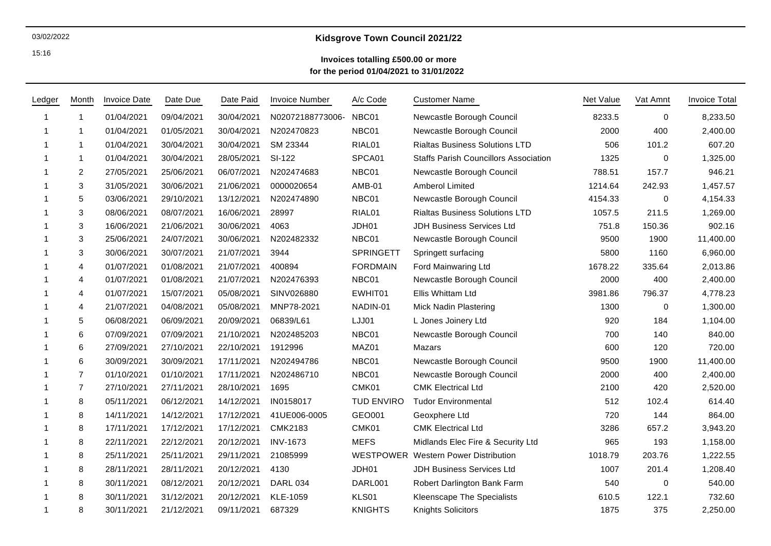03/02/2022

15:16

# Kidsgrove Town Council 2021/22

## Invoices totalling £500.00 or more
## for the period 01/04/2021 to 31/01/2022

| Ledger | Month | Invoice Date | Date Due | Date Paid | Invoice Number | A/c Code | Customer Name | Net Value | Vat Amnt | Invoice Total |
|---|---|---|---|---|---|---|---|---|---|---|
| 1 | 1 | 01/04/2021 | 09/04/2021 | 30/04/2021 | N02072188773006- | NBC01 | Newcastle Borough Council | 8233.5 | 0 | 8,233.50 |
| 1 | 1 | 01/04/2021 | 01/05/2021 | 30/04/2021 | N202470823 | NBC01 | Newcastle Borough Council | 2000 | 400 | 2,400.00 |
| 1 | 1 | 01/04/2021 | 30/04/2021 | 30/04/2021 | SM 23344 | RIAL01 | Rialtas Business Solutions LTD | 506 | 101.2 | 607.20 |
| 1 | 1 | 01/04/2021 | 30/04/2021 | 28/05/2021 | SI-122 | SPCA01 | Staffs Parish Councillors Association | 1325 | 0 | 1,325.00 |
| 1 | 2 | 27/05/2021 | 25/06/2021 | 06/07/2021 | N202474683 | NBC01 | Newcastle Borough Council | 788.51 | 157.7 | 946.21 |
| 1 | 3 | 31/05/2021 | 30/06/2021 | 21/06/2021 | 0000020654 | AMB-01 | Amberol Limited | 1214.64 | 242.93 | 1,457.57 |
| 1 | 5 | 03/06/2021 | 29/10/2021 | 13/12/2021 | N202474890 | NBC01 | Newcastle Borough Council | 4154.33 | 0 | 4,154.33 |
| 1 | 3 | 08/06/2021 | 08/07/2021 | 16/06/2021 | 28997 | RIAL01 | Rialtas Business Solutions LTD | 1057.5 | 211.5 | 1,269.00 |
| 1 | 3 | 16/06/2021 | 21/06/2021 | 30/06/2021 | 4063 | JDH01 | JDH Business Services Ltd | 751.8 | 150.36 | 902.16 |
| 1 | 3 | 25/06/2021 | 24/07/2021 | 30/06/2021 | N202482332 | NBC01 | Newcastle Borough Council | 9500 | 1900 | 11,400.00 |
| 1 | 3 | 30/06/2021 | 30/07/2021 | 21/07/2021 | 3944 | SPRINGETT | Springett surfacing | 5800 | 1160 | 6,960.00 |
| 1 | 4 | 01/07/2021 | 01/08/2021 | 21/07/2021 | 400894 | FORDMAIN | Ford Mainwaring Ltd | 1678.22 | 335.64 | 2,013.86 |
| 1 | 4 | 01/07/2021 | 01/08/2021 | 21/07/2021 | N202476393 | NBC01 | Newcastle Borough Council | 2000 | 400 | 2,400.00 |
| 1 | 4 | 01/07/2021 | 15/07/2021 | 05/08/2021 | SINV026880 | EWHIT01 | Ellis Whittam Ltd | 3981.86 | 796.37 | 4,778.23 |
| 1 | 4 | 21/07/2021 | 04/08/2021 | 05/08/2021 | MNP78-2021 | NADIN-01 | Mick Nadin Plastering | 1300 | 0 | 1,300.00 |
| 1 | 5 | 06/08/2021 | 06/09/2021 | 20/09/2021 | 06839/L61 | LJJ01 | L Jones Joinery Ltd | 920 | 184 | 1,104.00 |
| 1 | 6 | 07/09/2021 | 07/09/2021 | 21/10/2021 | N202485203 | NBC01 | Newcastle Borough Council | 700 | 140 | 840.00 |
| 1 | 6 | 27/09/2021 | 27/10/2021 | 22/10/2021 | 1912996 | MAZ01 | Mazars | 600 | 120 | 720.00 |
| 1 | 6 | 30/09/2021 | 30/09/2021 | 17/11/2021 | N202494786 | NBC01 | Newcastle Borough Council | 9500 | 1900 | 11,400.00 |
| 1 | 7 | 01/10/2021 | 01/10/2021 | 17/11/2021 | N202486710 | NBC01 | Newcastle Borough Council | 2000 | 400 | 2,400.00 |
| 1 | 7 | 27/10/2021 | 27/11/2021 | 28/10/2021 | 1695 | CMK01 | CMK Electrical Ltd | 2100 | 420 | 2,520.00 |
| 1 | 8 | 05/11/2021 | 06/12/2021 | 14/12/2021 | IN0158017 | TUD ENVIRO | Tudor Environmental | 512 | 102.4 | 614.40 |
| 1 | 8 | 14/11/2021 | 14/12/2021 | 17/12/2021 | 41UE006-0005 | GEO001 | Geoxphere Ltd | 720 | 144 | 864.00 |
| 1 | 8 | 17/11/2021 | 17/12/2021 | 17/12/2021 | CMK2183 | CMK01 | CMK Electrical Ltd | 3286 | 657.2 | 3,943.20 |
| 1 | 8 | 22/11/2021 | 22/12/2021 | 20/12/2021 | INV-1673 | MEFS | Midlands Elec Fire & Security Ltd | 965 | 193 | 1,158.00 |
| 1 | 8 | 25/11/2021 | 25/11/2021 | 29/11/2021 | 21085999 | WESTPOWER | Western Power Distribution | 1018.79 | 203.76 | 1,222.55 |
| 1 | 8 | 28/11/2021 | 28/11/2021 | 20/12/2021 | 4130 | JDH01 | JDH Business Services Ltd | 1007 | 201.4 | 1,208.40 |
| 1 | 8 | 30/11/2021 | 08/12/2021 | 20/12/2021 | DARL 034 | DARL001 | Robert Darlington Bank Farm | 540 | 0 | 540.00 |
| 1 | 8 | 30/11/2021 | 31/12/2021 | 20/12/2021 | KLE-1059 | KLS01 | Kleenscape The Specialists | 610.5 | 122.1 | 732.60 |
| 1 | 8 | 30/11/2021 | 21/12/2021 | 09/11/2021 | 687329 | KNIGHTS | Knights Solicitors | 1875 | 375 | 2,250.00 |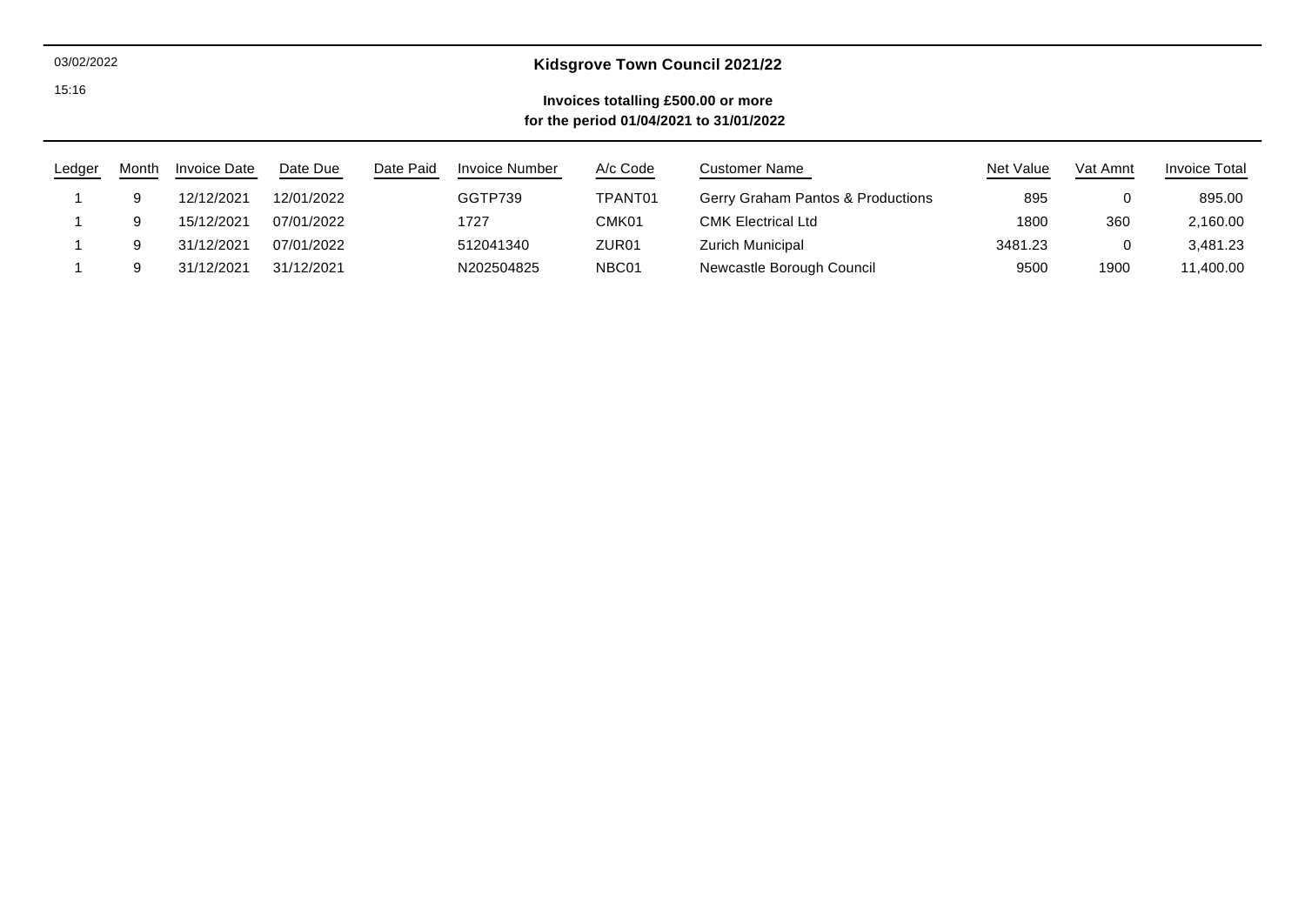03/02/2022

15:16

# Kidsgrove Town Council 2021/22

## Invoices totalling £500.00 or more
## for the period 01/04/2021 to 31/01/2022

| Ledger | Month | Invoice Date | Date Due | Date Paid | Invoice Number | A/c Code | Customer Name | Net Value | Vat Amnt | Invoice Total |
|---|---|---|---|---|---|---|---|---|---|---|
| 1 | 9 | 12/12/2021 | 12/01/2022 | | GGTP739 | TPANT01 | Gerry Graham Pantos & Productions | 895 | 0 | 895.00 |
| 1 | 9 | 15/12/2021 | 07/01/2022 | | 1727 | CMK01 | CMK Electrical Ltd | 1800 | 360 | 2,160.00 |
| 1 | 9 | 31/12/2021 | 07/01/2022 | | 512041340 | ZUR01 | Zurich Municipal | 3481.23 | 0 | 3,481.23 |
| 1 | 9 | 31/12/2021 | 31/12/2021 | | N202504825 | NBC01 | Newcastle Borough Council | 9500 | 1900 | 11,400.00 |